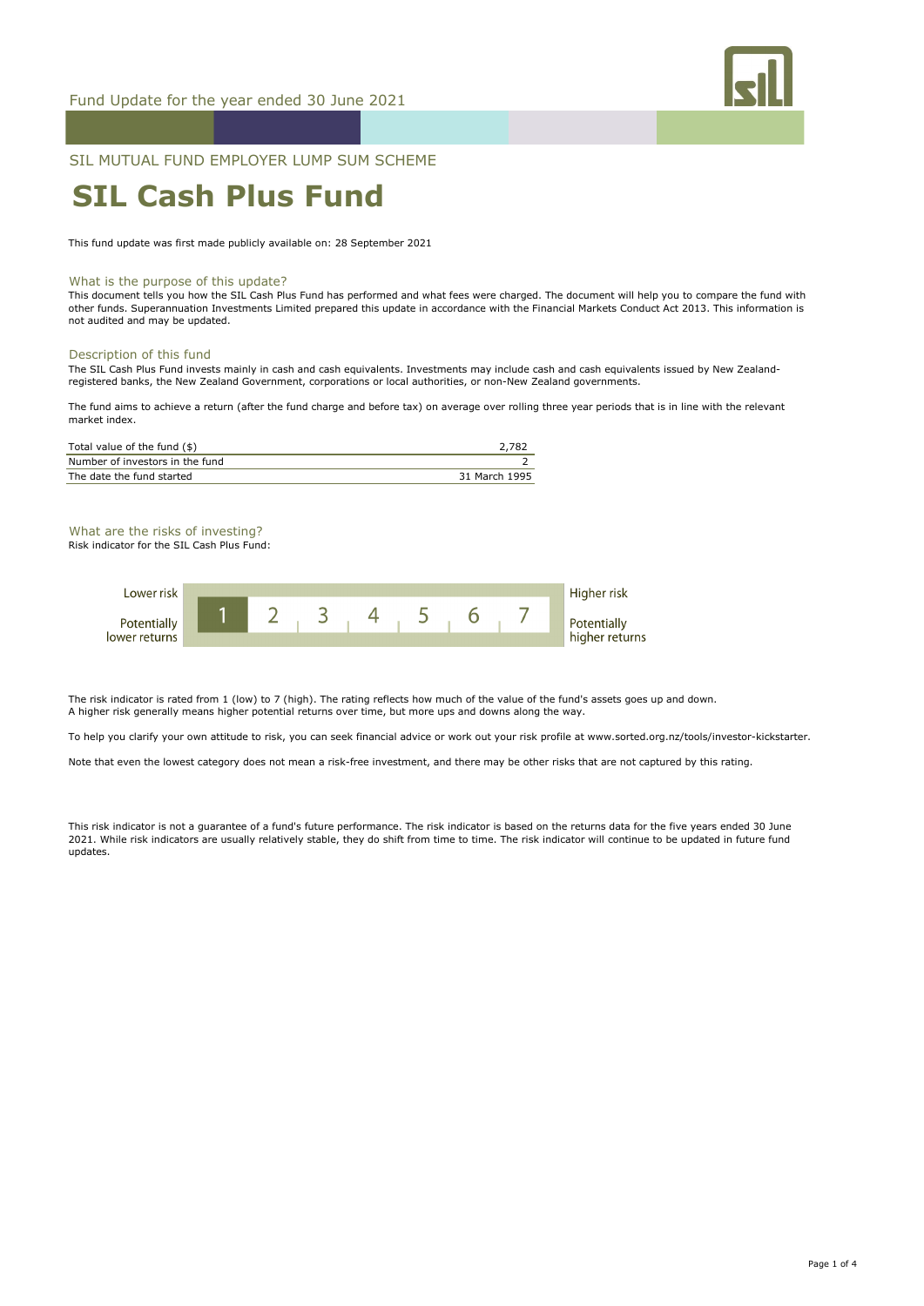Fund Update for the year ended 30 June 2021

SIL MUTUAL FUND EMPLOYER LUMP SUM SCHEME

# SIL Cash Plus Fund

This fund update was first made publicly available on: 28 September 2021

## What is the purpose of this update?

This document tells you how the SIL Cash Plus Fund has performed and what fees were charged. The document will help you to compare the fund with other funds. Superannuation Investments Limited prepared this update in accordance with the Financial Markets Conduct Act 2013. This information is not audited and may be updated.

## Description of this fund

The SIL Cash Plus Fund invests mainly in cash and cash equivalents. Investments may include cash and cash equivalents issued by New Zealand-registered banks, the New Zealand Government, corporations or local authorities, or non-New Zealand governments.

The fund aims to achieve a return (after the fund charge and before tax) on average over rolling three year periods that is in line with the relevant market index.

| | |
|---|---|
| Total value of the fund ($) | 2,782 |
| Number of investors in the fund | 2 |
| The date the fund started | 31 March 1995 |

## What are the risks of investing?

Risk indicator for the SIL Cash Plus Fund:

| Lower risk / Potentially lower returns | **1** | 2 | 3 | 4 | 5 | 6 | 7 | Higher risk / Potentially higher returns |
|---|---|---|---|---|---|---|---|---|

The risk indicator is rated from 1 (low) to 7 (high). The rating reflects how much of the value of the fund's assets goes up and down. A higher risk generally means higher potential returns over time, but more ups and downs along the way.

To help you clarify your own attitude to risk, you can seek financial advice or work out your risk profile at www.sorted.org.nz/tools/investor-kickstarter.

Note that even the lowest category does not mean a risk-free investment, and there may be other risks that are not captured by this rating.

This risk indicator is not a guarantee of a fund's future performance. The risk indicator is based on the returns data for the five years ended 30 June 2021. While risk indicators are usually relatively stable, they do shift from time to time. The risk indicator will continue to be updated in future fund updates.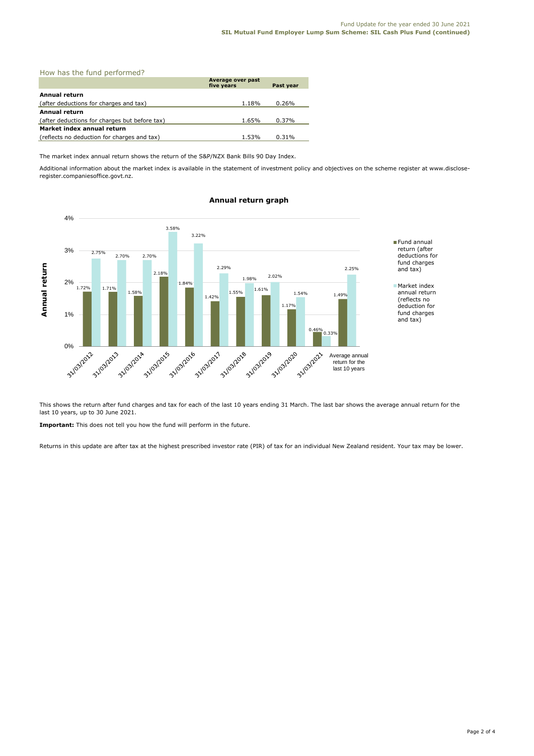## How has the fund performed?

| | Average over past five years | Past year |
|---|---|---|
| **Annual return** | | |
| (after deductions for charges and tax) | 1.18% | 0.26% |
| **Annual return** | | |
| (after deductions for charges but before tax) | 1.65% | 0.37% |
| **Market index annual return** | | |
| (reflects no deduction for charges and tax) | 1.53% | 0.31% |

The market index annual return shows the return of the S&P/NZX Bank Bills 90 Day Index.

Additional information about the market index is available in the statement of investment policy and objectives on the scheme register at www.disclose-register.companiesoffice.govt.nz.

### Annual return graph

| | Fund annual return (after deductions for fund charges and tax) | Market index annual return (reflects no deduction for fund charges and tax) |
|---|---|---|
| 31/03/2012 | 1.72% | 2.75% |
| 31/03/2013 | 1.71% | 2.70% |
| 31/03/2014 | 1.58% | 2.70% |
| 31/03/2015 | 2.18% | 3.58% |
| 31/03/2016 | 1.84% | 3.22% |
| 31/03/2017 | 1.42% | 2.29% |
| 31/03/2018 | 1.55% | 1.98% |
| 31/03/2019 | 1.61% | 2.02% |
| 31/03/2020 | 1.17% | 1.54% |
| 31/03/2021 | 0.46% | 0.33% |
| Average annual return for the last 10 years | 1.49% | 2.25% |

This shows the return after fund charges and tax for each of the last 10 years ending 31 March. The last bar shows the average annual return for the last 10 years, up to 30 June 2021.

**Important:** This does not tell you how the fund will perform in the future.

Returns in this update are after tax at the highest prescribed investor rate (PIR) of tax for an individual New Zealand resident. Your tax may be lower.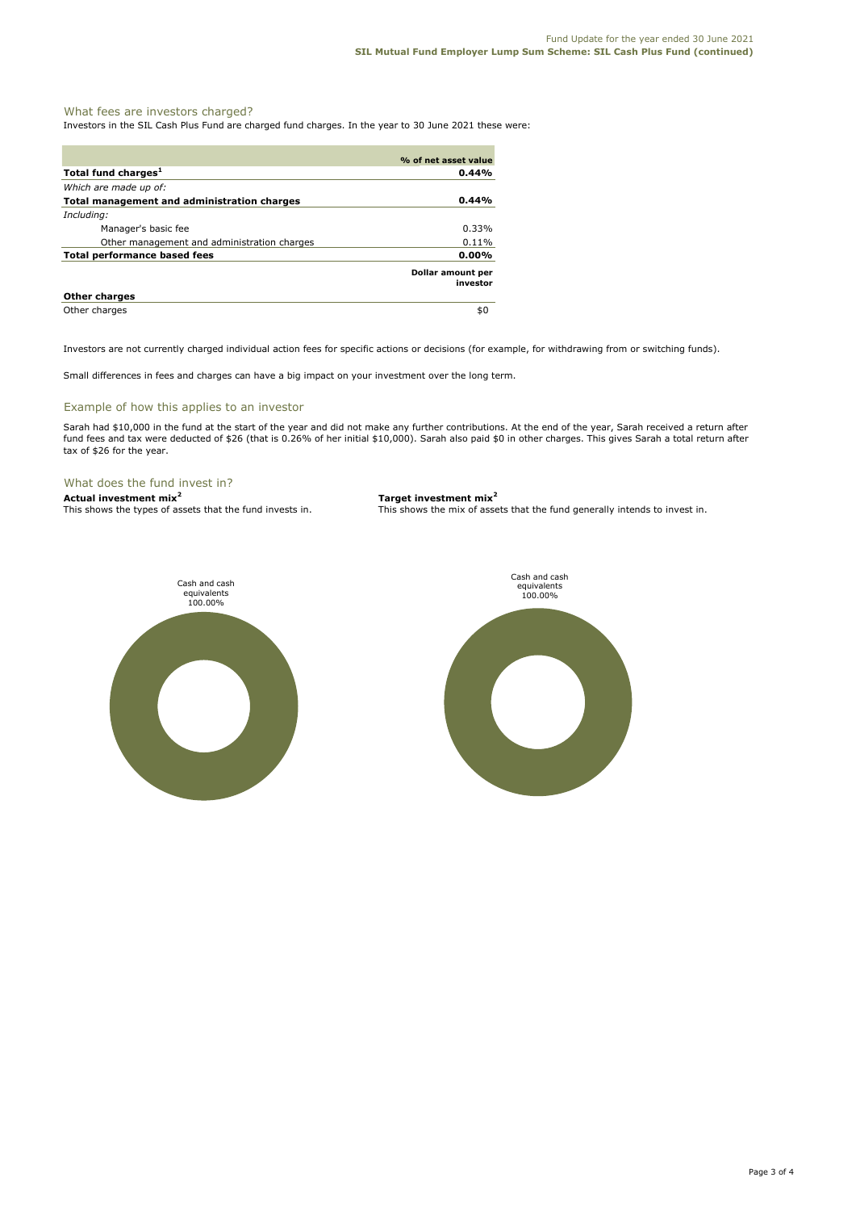## What fees are investors charged?

Investors in the SIL Cash Plus Fund are charged fund charges. In the year to 30 June 2021 these were:

| | % of net asset value |
|---|---|
| **Total fund charges**[1] | **0.44%** |
| *Which are made up of:* | |
| **Total management and administration charges** | **0.44%** |
| *Including:* | |
| Manager's basic fee | 0.33% |
| Other management and administration charges | 0.11% |
| **Total performance based fees** | **0.00%** |
| | **Dollar amount per investor** |
| **Other charges** | |
| Other charges | $0 |

Investors are not currently charged individual action fees for specific actions or decisions (for example, for withdrawing from or switching funds).

Small differences in fees and charges can have a big impact on your investment over the long term.

## Example of how this applies to an investor

Sarah had $10,000 in the fund at the start of the year and did not make any further contributions. At the end of the year, Sarah received a return after fund fees and tax were deducted of $26 (that is 0.26% of her initial $10,000). Sarah also paid $0 in other charges. This gives Sarah a total return after tax of $26 for the year.

## What does the fund invest in?

**Actual investment mix**[2]
This shows the types of assets that the fund invests in.

Cash and cash equivalents 100.00%

**Target investment mix**[2]
This shows the mix of assets that the fund generally intends to invest in.

Cash and cash equivalents 100.00%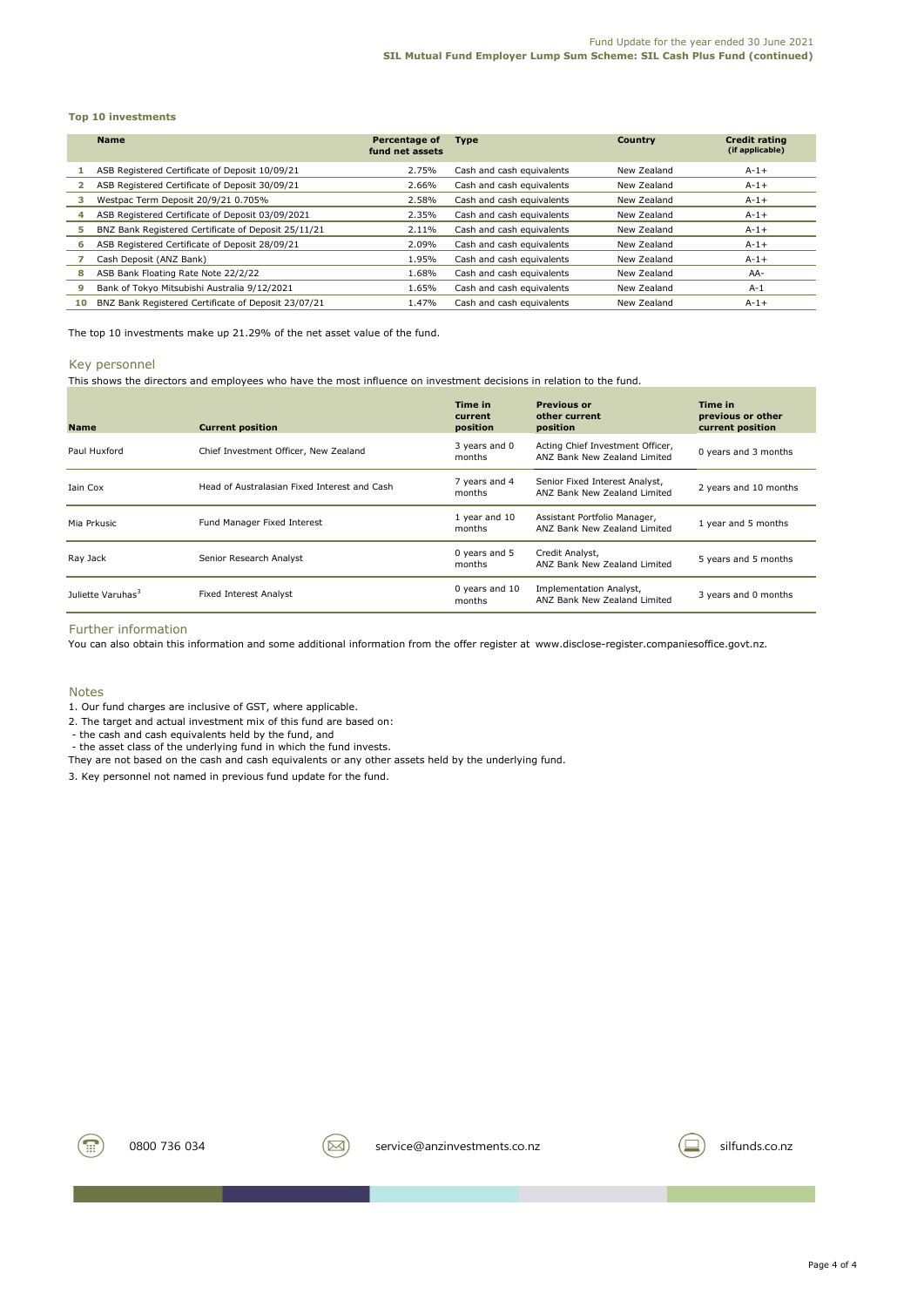### Top 10 investments

| | Name | Percentage of fund net assets | Type | Country | Credit rating (if applicable) |
|---|---|---|---|---|---|
| 1 | ASB Registered Certificate of Deposit 10/09/21 | 2.75% | Cash and cash equivalents | New Zealand | A-1+ |
| 2 | ASB Registered Certificate of Deposit 30/09/21 | 2.66% | Cash and cash equivalents | New Zealand | A-1+ |
| 3 | Westpac Term Deposit 20/9/21 0.705% | 2.58% | Cash and cash equivalents | New Zealand | A-1+ |
| 4 | ASB Registered Certificate of Deposit 03/09/2021 | 2.35% | Cash and cash equivalents | New Zealand | A-1+ |
| 5 | BNZ Bank Registered Certificate of Deposit 25/11/21 | 2.11% | Cash and cash equivalents | New Zealand | A-1+ |
| 6 | ASB Registered Certificate of Deposit 28/09/21 | 2.09% | Cash and cash equivalents | New Zealand | A-1+ |
| 7 | Cash Deposit (ANZ Bank) | 1.95% | Cash and cash equivalents | New Zealand | A-1+ |
| 8 | ASB Bank Floating Rate Note 22/2/22 | 1.68% | Cash and cash equivalents | New Zealand | AA- |
| 9 | Bank of Tokyo Mitsubishi Australia 9/12/2021 | 1.65% | Cash and cash equivalents | New Zealand | A-1 |
| 10 | BNZ Bank Registered Certificate of Deposit 23/07/21 | 1.47% | Cash and cash equivalents | New Zealand | A-1+ |

The top 10 investments make up 21.29% of the net asset value of the fund.

## Key personnel

This shows the directors and employees who have the most influence on investment decisions in relation to the fund.

| Name | Current position | Time in current position | Previous or other current position | Time in previous or other current position |
|---|---|---|---|---|
| Paul Huxford | Chief Investment Officer, New Zealand | 3 years and 0 months | Acting Chief Investment Officer, ANZ Bank New Zealand Limited | 0 years and 3 months |
| Iain Cox | Head of Australasian Fixed Interest and Cash | 7 years and 4 months | Senior Fixed Interest Analyst, ANZ Bank New Zealand Limited | 2 years and 10 months |
| Mia Prkusic | Fund Manager Fixed Interest | 1 year and 10 months | Assistant Portfolio Manager, ANZ Bank New Zealand Limited | 1 year and 5 months |
| Ray Jack | Senior Research Analyst | 0 years and 5 months | Credit Analyst, ANZ Bank New Zealand Limited | 5 years and 5 months |
| Juliette Varuhas[3] | Fixed Interest Analyst | 0 years and 10 months | Implementation Analyst, ANZ Bank New Zealand Limited | 3 years and 0 months |

## Further information

You can also obtain this information and some additional information from the offer register at www.disclose-register.companiesoffice.govt.nz.

## Notes

1. Our fund charges are inclusive of GST, where applicable.
2. The target and actual investment mix of this fund are based on:
 - the cash and cash equivalents held by the fund, and
 - the asset class of the underlying fund in which the fund invests.

They are not based on the cash and cash equivalents or any other assets held by the underlying fund.

3. Key personnel not named in previous fund update for the fund.

0800 736 034 service@anzinvestments.co.nz silfunds.co.nz